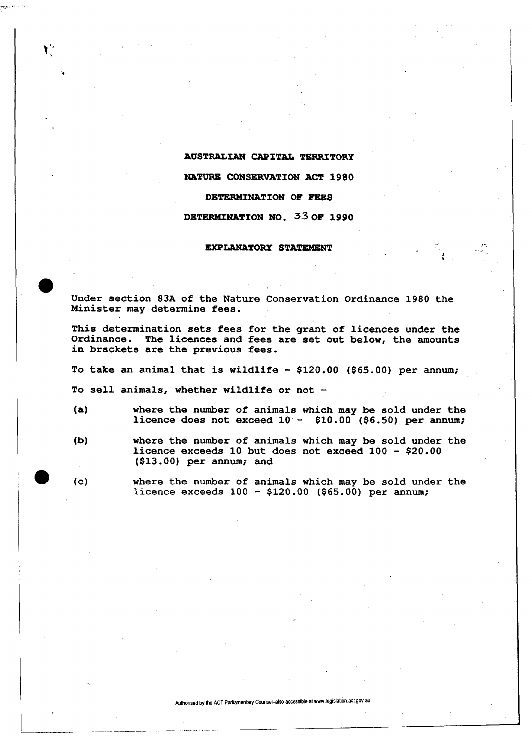**AUSTRALIAN CAPITAL TERRITORY**

**NATURE CONSERVATION ACT 1980**

**DETERMINATION OF FEES**

**DETERMINATION NO. 33 OF 1990**

**EXPLANATORY STATEMENT**

Under section 83A of the Nature Conservation Ordinance 1980 the Minister may determine fees.

This determination sets fees for the grant of licences under the Ordinance. The licences and fees are set out below, the amounts in brackets are the previous fees.

To take an animal that is wildlife - $120.00 ($65.00) per annum;

To sell animals, whether wildlife or not -

(a) where the number of animals which may be sold under the licence does not exceed 10 - $10.00 ($6.50) per annum;

(b) where the number of animals which may be sold under the licence exceeds 10 but does not exceed 100 - $20.00 ($13.00) per annum; and

(c) where the number of animals which may be sold under the licence exceeds 100 - $120.00 ($65.00) per annum;

Authorised by the ACT Parliamentary Counsel–also accessible at www.legislation.act.gov.au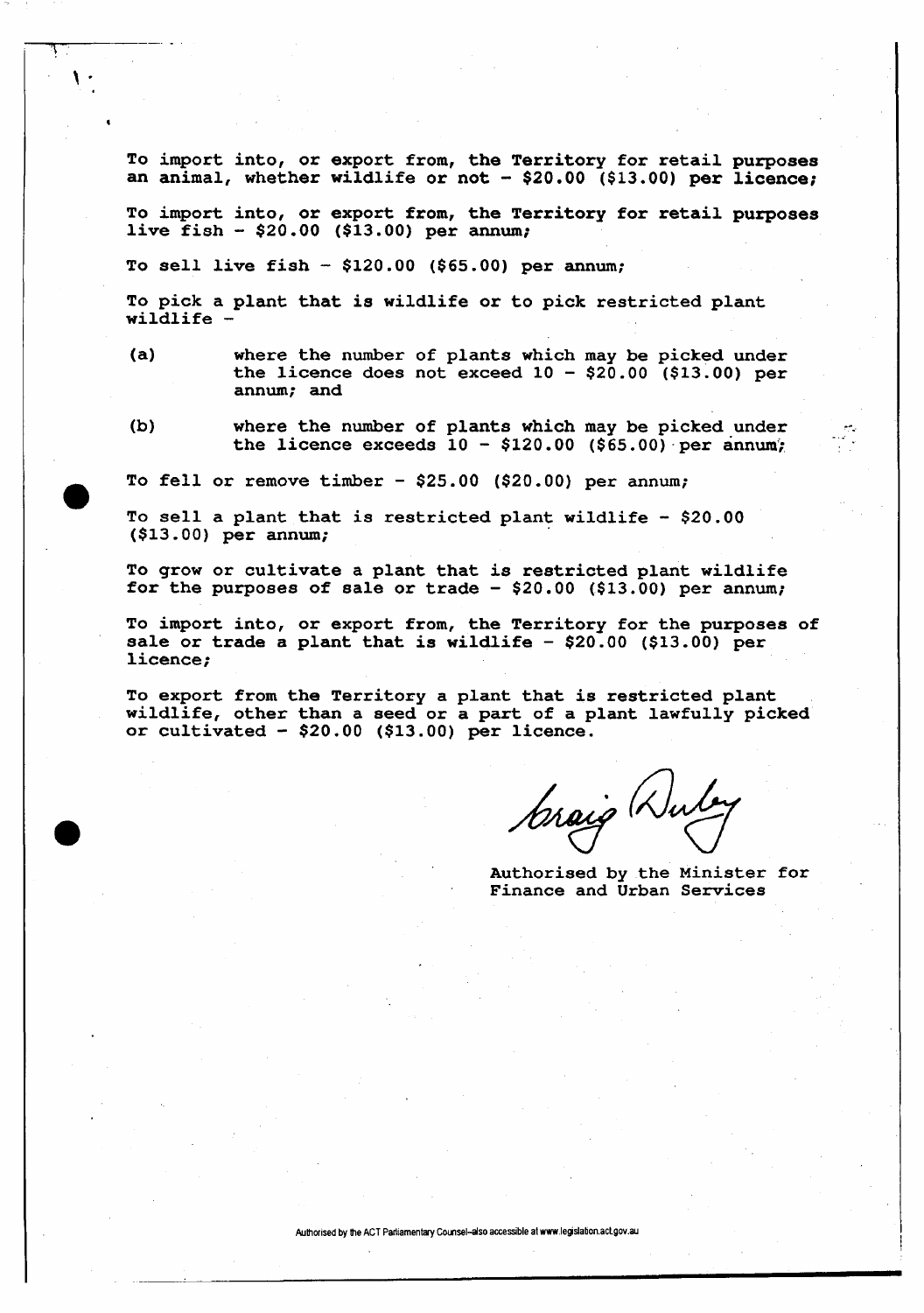To import into, or export from, the Territory for retail purposes an animal, whether wildlife or not - $20.00 ($13.00) per licence;

To import into, or export from, the Territory for retail purposes live fish - $20.00 ($13.00) per annum;

To sell live fish - $120.00 ($65.00) per annum;

To pick a plant that is wildlife or to pick restricted plant wildlife -

(a) where the number of plants which may be picked under the licence does not exceed 10 - $20.00 ($13.00) per annum; and

(b) where the number of plants which may be picked under the licence exceeds 10 - $120.00 ($65.00) per annum;

To fell or remove timber - $25.00 ($20.00) per annum;

To sell a plant that is restricted plant wildlife - $20.00 ($13.00) per annum;

To grow or cultivate a plant that is restricted plant wildlife for the purposes of sale or trade - $20.00 ($13.00) per annum;

To import into, or export from, the Territory for the purposes of sale or trade a plant that is wildlife - $20.00 ($13.00) per licence;

To export from the Territory a plant that is restricted plant wildlife, other than a seed or a part of a plant lawfully picked or cultivated - $20.00 ($13.00) per licence.

Craig Duby

Authorised by the Minister for Finance and Urban Services

Authorised by the ACT Parliamentary Counsel—also accessible at www.legislation.act.gov.au